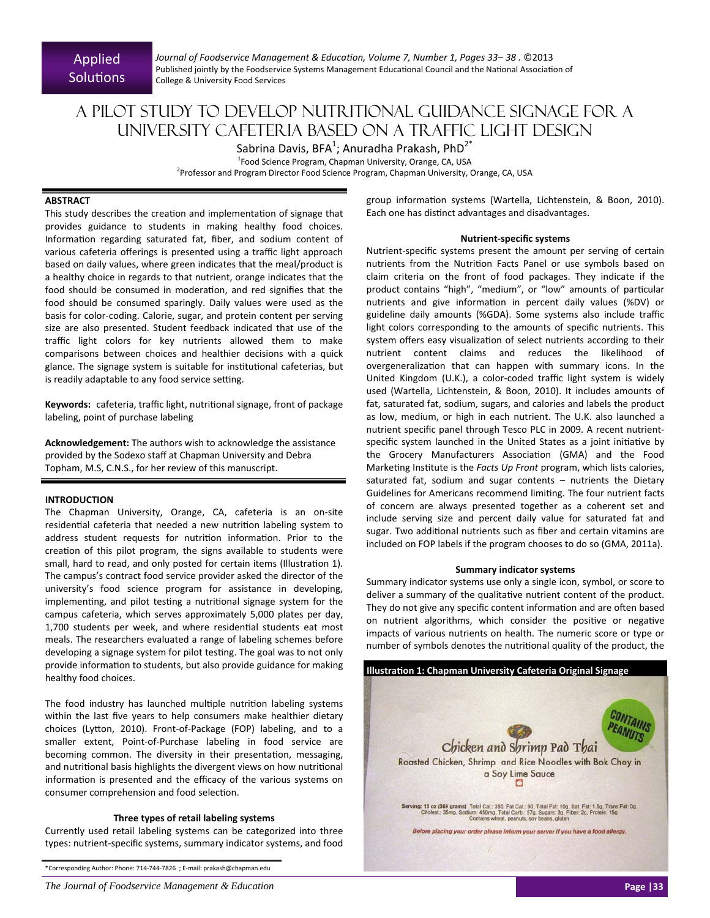Applied Solutions

# A PILOT STUDY TO DEVELOP NUTRITIONAL GUIDANCE SIGNAGE FOR A UNIVERSITY CAFETERIA BASED ON A TRAFFIC LIGHT DESIGN

Sabrina Davis, BFA[1]; Anuradha Prakash, PhD[2*]

[1]Food Science Program, Chapman University, Orange, CA, USA
[2]Professor and Program Director Food Science Program, Chapman University, Orange, CA, USA

## ABSTRACT

This study describes the creation and implementation of signage that provides guidance to students in making healthy food choices. Information regarding saturated fat, fiber, and sodium content of various cafeteria offerings is presented using a traffic light approach based on daily values, where green indicates that the meal/product is a healthy choice in regards to that nutrient, orange indicates that the food should be consumed in moderation, and red signifies that the food should be consumed sparingly. Daily values were used as the basis for color-coding. Calorie, sugar, and protein content per serving size are also presented. Student feedback indicated that use of the traffic light colors for key nutrients allowed them to make comparisons between choices and healthier decisions with a quick glance. The signage system is suitable for institutional cafeterias, but is readily adaptable to any food service setting.

**Keywords:** cafeteria, traffic light, nutritional signage, front of package labeling, point of purchase labeling

**Acknowledgement:** The authors wish to acknowledge the assistance provided by the Sodexo staff at Chapman University and Debra Topham, M.S, C.N.S., for her review of this manuscript.

## INTRODUCTION

The Chapman University, Orange, CA, cafeteria is an on-site residential cafeteria that needed a new nutrition labeling system to address student requests for nutrition information. Prior to the creation of this pilot program, the signs available to students were small, hard to read, and only posted for certain items (Illustration 1). The campus's contract food service provider asked the director of the university's food science program for assistance in developing, implementing, and pilot testing a nutritional signage system for the campus cafeteria, which serves approximately 5,000 plates per day, 1,700 students per week, and where residential students eat most meals. The researchers evaluated a range of labeling schemes before developing a signage system for pilot testing. The goal was to not only provide information to students, but also provide guidance for making healthy food choices.

The food industry has launched multiple nutrition labeling systems within the last five years to help consumers make healthier dietary choices (Lytton, 2010). Front-of-Package (FOP) labeling, and to a smaller extent, Point-of-Purchase labeling in food service are becoming common. The diversity in their presentation, messaging, and nutritional basis highlights the divergent views on how nutritional information is presented and the efficacy of the various systems on consumer comprehension and food selection.

### Three types of retail labeling systems

Currently used retail labeling systems can be categorized into three types: nutrient-specific systems, summary indicator systems, and food group information systems (Wartella, Lichtenstein, & Boon, 2010). Each one has distinct advantages and disadvantages.

### Nutrient-specific systems

Nutrient-specific systems present the amount per serving of certain nutrients from the Nutrition Facts Panel or use symbols based on claim criteria on the front of food packages. They indicate if the product contains "high", "medium", or "low" amounts of particular nutrients and give information in percent daily values (%DV) or guideline daily amounts (%GDA). Some systems also include traffic light colors corresponding to the amounts of specific nutrients. This system offers easy visualization of select nutrients according to their nutrient content claims and reduces the likelihood of overgeneralization that can happen with summary icons. In the United Kingdom (U.K.), a color-coded traffic light system is widely used (Wartella, Lichtenstein, & Boon, 2010). It includes amounts of fat, saturated fat, sodium, sugars, and calories and labels the product as low, medium, or high in each nutrient. The U.K. also launched a nutrient specific panel through Tesco PLC in 2009. A recent nutrient-specific system launched in the United States as a joint initiative by the Grocery Manufacturers Association (GMA) and the Food Marketing Institute is the *Facts Up Front* program, which lists calories, saturated fat, sodium and sugar contents – nutrients the Dietary Guidelines for Americans recommend limiting. The four nutrient facts of concern are always presented together as a coherent set and include serving size and percent daily value for saturated fat and sugar. Two additional nutrients such as fiber and certain vitamins are included on FOP labels if the program chooses to do so (GMA, 2011a).

### Summary indicator systems

Summary indicator systems use only a single icon, symbol, or score to deliver a summary of the qualitative nutrient content of the product. They do not give any specific content information and are often based on nutrient algorithms, which consider the positive or negative impacts of various nutrients on health. The numeric score or type or number of symbols denotes the nutritional quality of the product, the

**Illustration 1: Chapman University Cafeteria Original Signage**

CONTAINS PEANUTS

Chicken and Shrimp Pad Thai

Roasted Chicken, Shrimp and Rice Noodles with Bok Choy in a Soy Lime Sauce

Serving: 13 oz (369 grams) Total Cal.: 380, Fat Cal.: 90, Total Fat: 10g, Sat. Fat: 1.5g, Trans Fat: 0g, Cholest.: 35mg, Sodium: 450mg, Total Carb.: 57g, Sugars: 3g, Fiber: 2g, Protein: 15g
Contains wheat, peanuts, soy beans, gluten

*Before placing your order please inform your server if you have a food allergy.*

\*Corresponding Author: Phone: 714-744-7826 ; E-mail: prakash@chapman.edu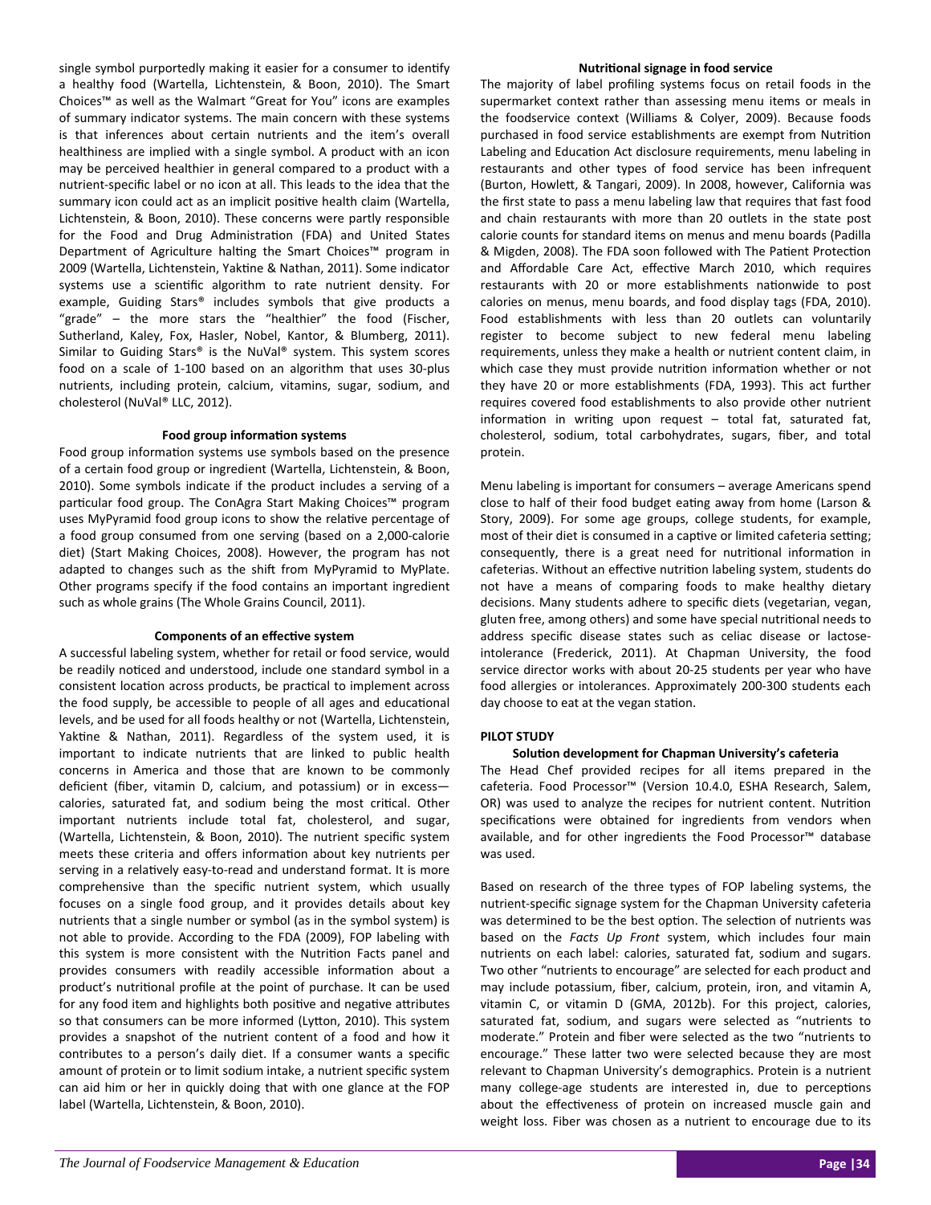single symbol purportedly making it easier for a consumer to identify a healthy food (Wartella, Lichtenstein, & Boon, 2010). The Smart Choices™ as well as the Walmart "Great for You" icons are examples of summary indicator systems. The main concern with these systems is that inferences about certain nutrients and the item's overall healthiness are implied with a single symbol. A product with an icon may be perceived healthier in general compared to a product with a nutrient-specific label or no icon at all. This leads to the idea that the summary icon could act as an implicit positive health claim (Wartella, Lichtenstein, & Boon, 2010). These concerns were partly responsible for the Food and Drug Administration (FDA) and United States Department of Agriculture halting the Smart Choices™ program in 2009 (Wartella, Lichtenstein, Yaktine & Nathan, 2011). Some indicator systems use a scientific algorithm to rate nutrient density. For example, Guiding Stars® includes symbols that give products a "grade" – the more stars the "healthier" the food (Fischer, Sutherland, Kaley, Fox, Hasler, Nobel, Kantor, & Blumberg, 2011). Similar to Guiding Stars® is the NuVal® system. This system scores food on a scale of 1-100 based on an algorithm that uses 30-plus nutrients, including protein, calcium, vitamins, sugar, sodium, and cholesterol (NuVal® LLC, 2012).

### Food group information systems

Food group information systems use symbols based on the presence of a certain food group or ingredient (Wartella, Lichtenstein, & Boon, 2010). Some symbols indicate if the product includes a serving of a particular food group. The ConAgra Start Making Choices™ program uses MyPyramid food group icons to show the relative percentage of a food group consumed from one serving (based on a 2,000-calorie diet) (Start Making Choices, 2008). However, the program has not adapted to changes such as the shift from MyPyramid to MyPlate. Other programs specify if the food contains an important ingredient such as whole grains (The Whole Grains Council, 2011).

### Components of an effective system

A successful labeling system, whether for retail or food service, would be readily noticed and understood, include one standard symbol in a consistent location across products, be practical to implement across the food supply, be accessible to people of all ages and educational levels, and be used for all foods healthy or not (Wartella, Lichtenstein, Yaktine & Nathan, 2011). Regardless of the system used, it is important to indicate nutrients that are linked to public health concerns in America and those that are known to be commonly deficient (fiber, vitamin D, calcium, and potassium) or in excess—calories, saturated fat, and sodium being the most critical. Other important nutrients include total fat, cholesterol, and sugar, (Wartella, Lichtenstein, & Boon, 2010). The nutrient specific system meets these criteria and offers information about key nutrients per serving in a relatively easy-to-read and understand format. It is more comprehensive than the specific nutrient system, which usually focuses on a single food group, and it provides details about key nutrients that a single number or symbol (as in the symbol system) is not able to provide. According to the FDA (2009), FOP labeling with this system is more consistent with the Nutrition Facts panel and provides consumers with readily accessible information about a product's nutritional profile at the point of purchase. It can be used for any food item and highlights both positive and negative attributes so that consumers can be more informed (Lytton, 2010). This system provides a snapshot of the nutrient content of a food and how it contributes to a person's daily diet. If a consumer wants a specific amount of protein or to limit sodium intake, a nutrient specific system can aid him or her in quickly doing that with one glance at the FOP label (Wartella, Lichtenstein, & Boon, 2010).

### Nutritional signage in food service

The majority of label profiling systems focus on retail foods in the supermarket context rather than assessing menu items or meals in the foodservice context (Williams & Colyer, 2009). Because foods purchased in food service establishments are exempt from Nutrition Labeling and Education Act disclosure requirements, menu labeling in restaurants and other types of food service has been infrequent (Burton, Howlett, & Tangari, 2009). In 2008, however, California was the first state to pass a menu labeling law that requires that fast food and chain restaurants with more than 20 outlets in the state post calorie counts for standard items on menus and menu boards (Padilla & Migden, 2008). The FDA soon followed with The Patient Protection and Affordable Care Act, effective March 2010, which requires restaurants with 20 or more establishments nationwide to post calories on menus, menu boards, and food display tags (FDA, 2010). Food establishments with less than 20 outlets can voluntarily register to become subject to new federal menu labeling requirements, unless they make a health or nutrient content claim, in which case they must provide nutrition information whether or not they have 20 or more establishments (FDA, 1993). This act further requires covered food establishments to also provide other nutrient information in writing upon request – total fat, saturated fat, cholesterol, sodium, total carbohydrates, sugars, fiber, and total protein.

Menu labeling is important for consumers – average Americans spend close to half of their food budget eating away from home (Larson & Story, 2009). For some age groups, college students, for example, most of their diet is consumed in a captive or limited cafeteria setting; consequently, there is a great need for nutritional information in cafeterias. Without an effective nutrition labeling system, students do not have a means of comparing foods to make healthy dietary decisions. Many students adhere to specific diets (vegetarian, vegan, gluten free, among others) and some have special nutritional needs to address specific disease states such as celiac disease or lactose-intolerance (Frederick, 2011). At Chapman University, the food service director works with about 20-25 students per year who have food allergies or intolerances. Approximately 200-300 students each day choose to eat at the vegan station.

## PILOT STUDY

### Solution development for Chapman University's cafeteria

The Head Chef provided recipes for all items prepared in the cafeteria. Food Processor™ (Version 10.4.0, ESHA Research, Salem, OR) was used to analyze the recipes for nutrient content. Nutrition specifications were obtained for ingredients from vendors when available, and for other ingredients the Food Processor™ database was used.

Based on research of the three types of FOP labeling systems, the nutrient-specific signage system for the Chapman University cafeteria was determined to be the best option. The selection of nutrients was based on the *Facts Up Front* system, which includes four main nutrients on each label: calories, saturated fat, sodium and sugars. Two other "nutrients to encourage" are selected for each product and may include potassium, fiber, calcium, protein, iron, and vitamin A, vitamin C, or vitamin D (GMA, 2012b). For this project, calories, saturated fat, sodium, and sugars were selected as the two "nutrients to moderate." Protein and fiber were selected as the two "nutrients to encourage." These latter two were selected because they are most relevant to Chapman University's demographics. Protein is a nutrient many college-age students are interested in, due to perceptions about the effectiveness of protein on increased muscle gain and weight loss. Fiber was chosen as a nutrient to encourage due to its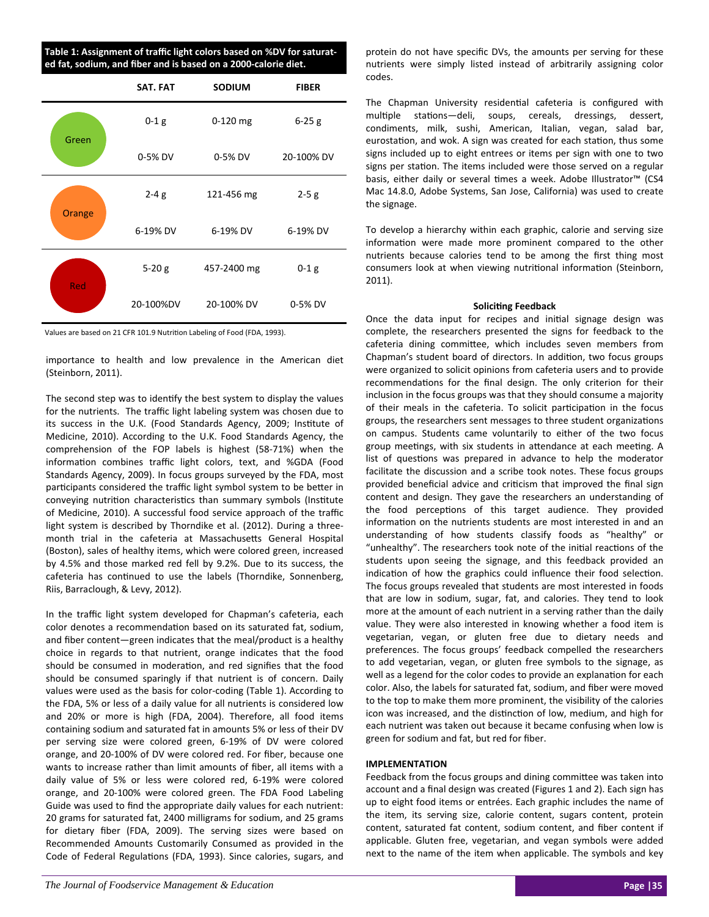**Table 1: Assignment of traffic light colors based on %DV for saturated fat, sodium, and fiber and is based on a 2000-calorie diet.**

| | SAT. FAT | SODIUM | FIBER |
|---|---|---|---|
| Green | 0-1 g | 0-120 mg | 6-25 g |
| | 0-5% DV | 0-5% DV | 20-100% DV |
| Orange | 2-4 g | 121-456 mg | 2-5 g |
| | 6-19% DV | 6-19% DV | 6-19% DV |
| Red | 5-20 g | 457-2400 mg | 0-1 g |
| | 20-100%DV | 20-100% DV | 0-5% DV |

Values are based on 21 CFR 101.9 Nutrition Labeling of Food (FDA, 1993).

importance to health and low prevalence in the American diet (Steinborn, 2011).

The second step was to identify the best system to display the values for the nutrients. The traffic light labeling system was chosen due to its success in the U.K. (Food Standards Agency, 2009; Institute of Medicine, 2010). According to the U.K. Food Standards Agency, the comprehension of the FOP labels is highest (58-71%) when the information combines traffic light colors, text, and %GDA (Food Standards Agency, 2009). In focus groups surveyed by the FDA, most participants considered the traffic light symbol system to be better in conveying nutrition characteristics than summary symbols (Institute of Medicine, 2010). A successful food service approach of the traffic light system is described by Thorndike et al. (2012). During a three-month trial in the cafeteria at Massachusetts General Hospital (Boston), sales of healthy items, which were colored green, increased by 4.5% and those marked red fell by 9.2%. Due to its success, the cafeteria has continued to use the labels (Thorndike, Sonnenberg, Riis, Barraclough, & Levy, 2012).

In the traffic light system developed for Chapman's cafeteria, each color denotes a recommendation based on its saturated fat, sodium, and fiber content—green indicates that the meal/product is a healthy choice in regards to that nutrient, orange indicates that the food should be consumed in moderation, and red signifies that the food should be consumed sparingly if that nutrient is of concern. Daily values were used as the basis for color-coding (Table 1). According to the FDA, 5% or less of a daily value for all nutrients is considered low and 20% or more is high (FDA, 2004). Therefore, all food items containing sodium and saturated fat in amounts 5% or less of their DV per serving size were colored green, 6-19% of DV were colored orange, and 20-100% of DV were colored red. For fiber, because one wants to increase rather than limit amounts of fiber, all items with a daily value of 5% or less were colored red, 6-19% were colored orange, and 20-100% were colored green. The FDA Food Labeling Guide was used to find the appropriate daily values for each nutrient: 20 grams for saturated fat, 2400 milligrams for sodium, and 25 grams for dietary fiber (FDA, 2009). The serving sizes were based on Recommended Amounts Customarily Consumed as provided in the Code of Federal Regulations (FDA, 1993). Since calories, sugars, and protein do not have specific DVs, the amounts per serving for these nutrients were simply listed instead of arbitrarily assigning color codes.

The Chapman University residential cafeteria is configured with multiple stations—deli, soups, cereals, dressings, dessert, condiments, milk, sushi, American, Italian, vegan, salad bar, eurostation, and wok. A sign was created for each station, thus some signs included up to eight entrees or items per sign with one to two signs per station. The items included were those served on a regular basis, either daily or several times a week. Adobe Illustrator™ (CS4 Mac 14.8.0, Adobe Systems, San Jose, California) was used to create the signage.

To develop a hierarchy within each graphic, calorie and serving size information were made more prominent compared to the other nutrients because calories tend to be among the first thing most consumers look at when viewing nutritional information (Steinborn, 2011).

#### Soliciting Feedback

Once the data input for recipes and initial signage design was complete, the researchers presented the signs for feedback to the cafeteria dining committee, which includes seven members from Chapman's student board of directors. In addition, two focus groups were organized to solicit opinions from cafeteria users and to provide recommendations for the final design. The only criterion for their inclusion in the focus groups was that they should consume a majority of their meals in the cafeteria. To solicit participation in the focus groups, the researchers sent messages to three student organizations on campus. Students came voluntarily to either of the two focus group meetings, with six students in attendance at each meeting. A list of questions was prepared in advance to help the moderator facilitate the discussion and a scribe took notes. These focus groups provided beneficial advice and criticism that improved the final sign content and design. They gave the researchers an understanding of the food perceptions of this target audience. They provided information on the nutrients students are most interested in and an understanding of how students classify foods as "healthy" or "unhealthy". The researchers took note of the initial reactions of the students upon seeing the signage, and this feedback provided an indication of how the graphics could influence their food selection. The focus groups revealed that students are most interested in foods that are low in sodium, sugar, fat, and calories. They tend to look more at the amount of each nutrient in a serving rather than the daily value. They were also interested in knowing whether a food item is vegetarian, vegan, or gluten free due to dietary needs and preferences. The focus groups' feedback compelled the researchers to add vegetarian, vegan, or gluten free symbols to the signage, as well as a legend for the color codes to provide an explanation for each color. Also, the labels for saturated fat, sodium, and fiber were moved to the top to make them more prominent, the visibility of the calories icon was increased, and the distinction of low, medium, and high for each nutrient was taken out because it became confusing when low is green for sodium and fat, but red for fiber.

### IMPLEMENTATION

Feedback from the focus groups and dining committee was taken into account and a final design was created (Figures 1 and 2). Each sign has up to eight food items or entrées. Each graphic includes the name of the item, its serving size, calorie content, sugars content, protein content, saturated fat content, sodium content, and fiber content if applicable. Gluten free, vegetarian, and vegan symbols were added next to the name of the item when applicable. The symbols and key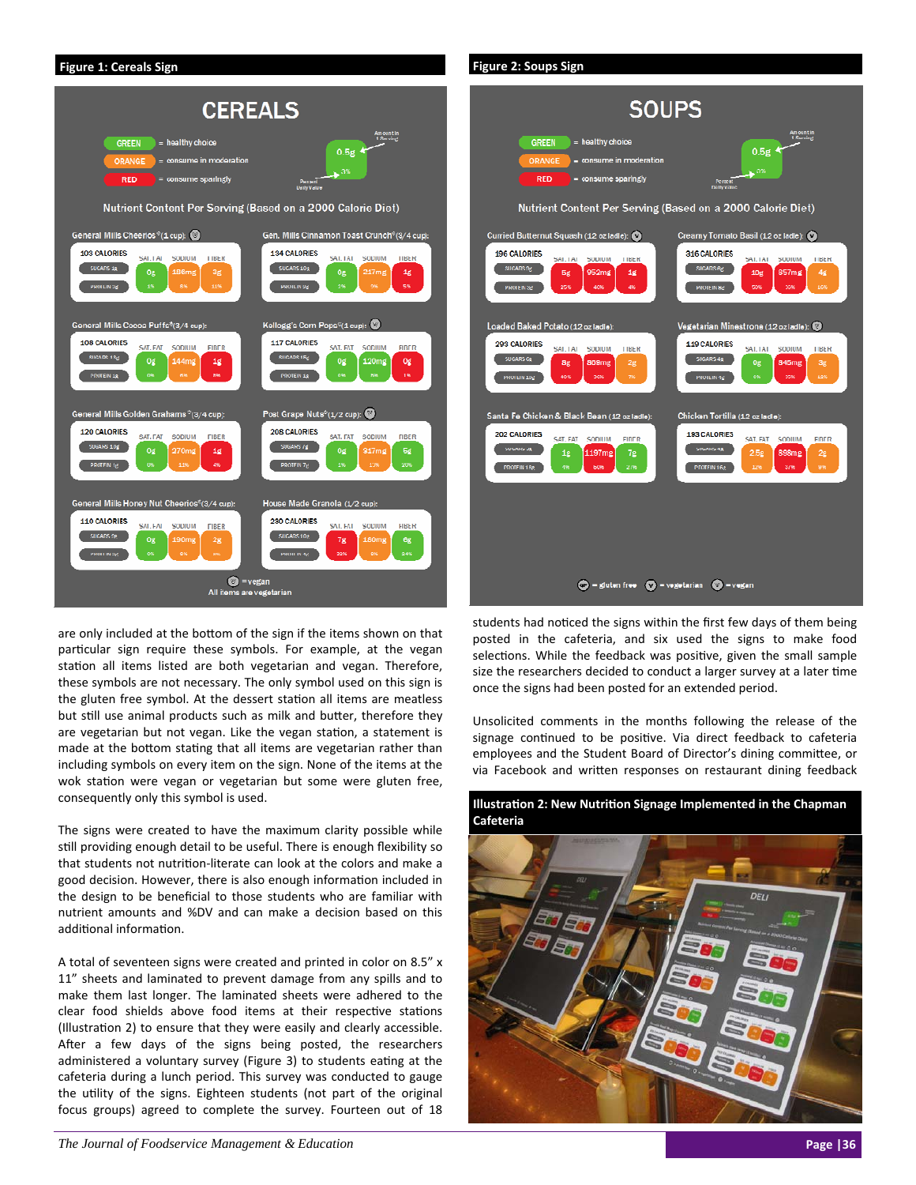**Figure 1: Cereals Sign**

**Figure 2: Soups Sign**

are only included at the bottom of the sign if the items shown on that particular sign require these symbols. For example, at the vegan station all items listed are both vegetarian and vegan. Therefore, these symbols are not necessary. The only symbol used on this sign is the gluten free symbol. At the dessert station all items are meatless but still use animal products such as milk and butter, therefore they are vegetarian but not vegan. Like the vegan station, a statement is made at the bottom stating that all items are vegetarian rather than including symbols on every item on the sign. None of the items at the wok station were vegan or vegetarian but some were gluten free, consequently only this symbol is used.

The signs were created to have the maximum clarity possible while still providing enough detail to be useful. There is enough flexibility so that students not nutrition-literate can look at the colors and make a good decision. However, there is also enough information included in the design to be beneficial to those students who are familiar with nutrient amounts and %DV and can make a decision based on this additional information.

A total of seventeen signs were created and printed in color on 8.5" x 11" sheets and laminated to prevent damage from any spills and to make them last longer. The laminated sheets were adhered to the clear food shields above food items at their respective stations (Illustration 2) to ensure that they were easily and clearly accessible. After a few days of the signs being posted, the researchers administered a voluntary survey (Figure 3) to students eating at the cafeteria during a lunch period. This survey was conducted to gauge the utility of the signs. Eighteen students (not part of the original focus groups) agreed to complete the survey. Fourteen out of 18 students had noticed the signs within the first few days of them being posted in the cafeteria, and six used the signs to make food selections. While the feedback was positive, given the small sample size the researchers decided to conduct a larger survey at a later time once the signs had been posted for an extended period.

Unsolicited comments in the months following the release of the signage continued to be positive. Via direct feedback to cafeteria employees and the Student Board of Director's dining committee, or via Facebook and written responses on restaurant dining feedback

**Illustration 2: New Nutrition Signage Implemented in the Chapman Cafeteria**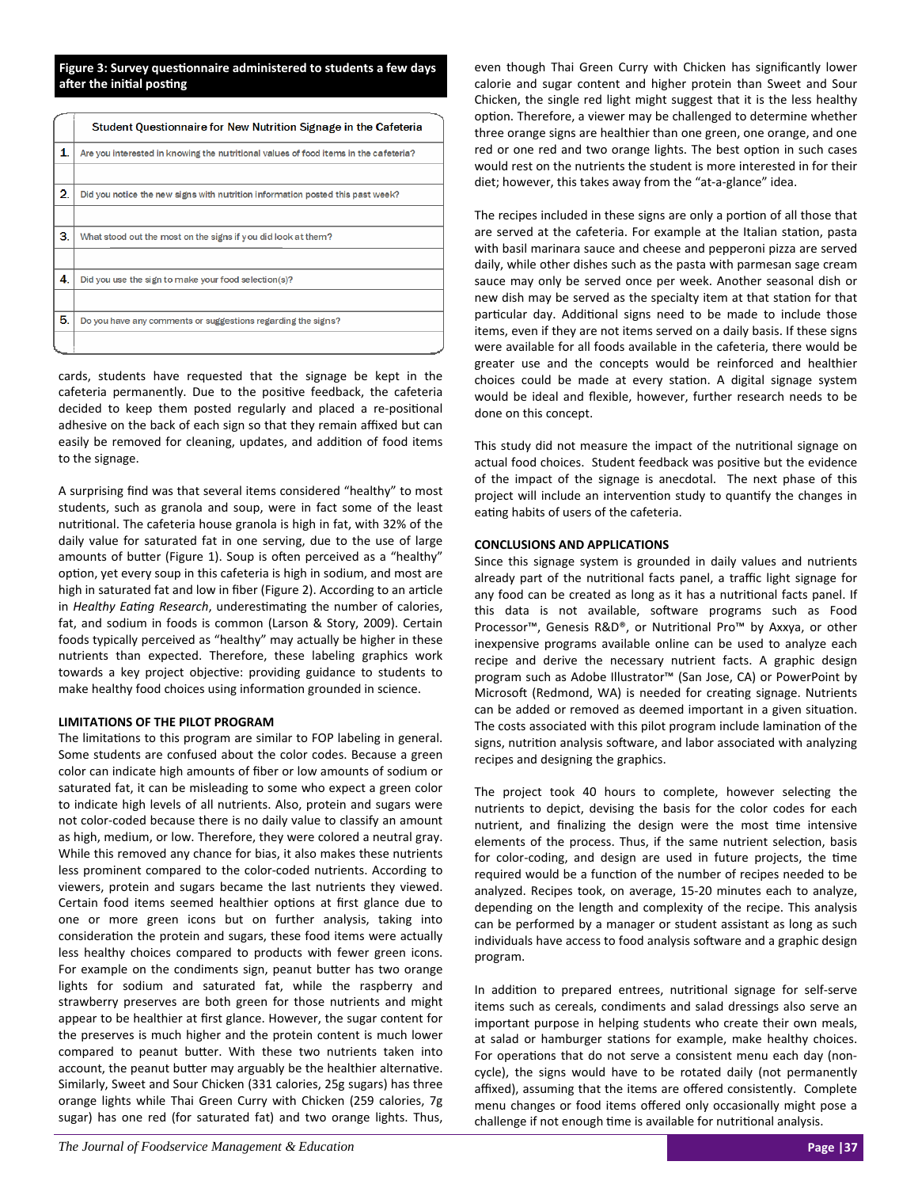**Figure 3: Survey questionnaire administered to students a few days after the initial posting**

| | Student Questionnaire for New Nutrition Signage in the Cafeteria |
|---|---|
| 1. | Are you interested in knowing the nutritional values of food items in the cafeteria? |
| | |
| 2. | Did you notice the new signs with nutrition information posted this past week? |
| | |
| 3. | What stood out the most on the signs if you did look at them? |
| | |
| 4. | Did you use the sign to make your food selection(s)? |
| | |
| 5. | Do you have any comments or suggestions regarding the signs? |
| | |

cards, students have requested that the signage be kept in the cafeteria permanently. Due to the positive feedback, the cafeteria decided to keep them posted regularly and placed a re-positional adhesive on the back of each sign so that they remain affixed but can easily be removed for cleaning, updates, and addition of food items to the signage.

A surprising find was that several items considered "healthy" to most students, such as granola and soup, were in fact some of the least nutritional. The cafeteria house granola is high in fat, with 32% of the daily value for saturated fat in one serving, due to the use of large amounts of butter (Figure 1). Soup is often perceived as a "healthy" option, yet every soup in this cafeteria is high in sodium, and most are high in saturated fat and low in fiber (Figure 2). According to an article in *Healthy Eating Research*, underestimating the number of calories, fat, and sodium in foods is common (Larson & Story, 2009). Certain foods typically perceived as "healthy" may actually be higher in these nutrients than expected. Therefore, these labeling graphics work towards a key project objective: providing guidance to students to make healthy food choices using information grounded in science.

## LIMITATIONS OF THE PILOT PROGRAM

The limitations to this program are similar to FOP labeling in general. Some students are confused about the color codes. Because a green color can indicate high amounts of fiber or low amounts of sodium or saturated fat, it can be misleading to some who expect a green color to indicate high levels of all nutrients. Also, protein and sugars were not color-coded because there is no daily value to classify an amount as high, medium, or low. Therefore, they were colored a neutral gray. While this removed any chance for bias, it also makes these nutrients less prominent compared to the color-coded nutrients. According to viewers, protein and sugars became the last nutrients they viewed. Certain food items seemed healthier options at first glance due to one or more green icons but on further analysis, taking into consideration the protein and sugars, these food items were actually less healthy choices compared to products with fewer green icons. For example on the condiments sign, peanut butter has two orange lights for sodium and saturated fat, while the raspberry and strawberry preserves are both green for those nutrients and might appear to be healthier at first glance. However, the sugar content for the preserves is much higher and the protein content is much lower compared to peanut butter. With these two nutrients taken into account, the peanut butter may arguably be the healthier alternative. Similarly, Sweet and Sour Chicken (331 calories, 25g sugars) has three orange lights while Thai Green Curry with Chicken (259 calories, 7g sugar) has one red (for saturated fat) and two orange lights. Thus, even though Thai Green Curry with Chicken has significantly lower calorie and sugar content and higher protein than Sweet and Sour Chicken, the single red light might suggest that it is the less healthy option. Therefore, a viewer may be challenged to determine whether three orange signs are healthier than one green, one orange, and one red or one red and two orange lights. The best option in such cases would rest on the nutrients the student is more interested in for their diet; however, this takes away from the "at-a-glance" idea.

The recipes included in these signs are only a portion of all those that are served at the cafeteria. For example at the Italian station, pasta with basil marinara sauce and cheese and pepperoni pizza are served daily, while other dishes such as the pasta with parmesan sage cream sauce may only be served once per week. Another seasonal dish or new dish may be served as the specialty item at that station for that particular day. Additional signs need to be made to include those items, even if they are not items served on a daily basis. If these signs were available for all foods available in the cafeteria, there would be greater use and the concepts would be reinforced and healthier choices could be made at every station. A digital signage system would be ideal and flexible, however, further research needs to be done on this concept.

This study did not measure the impact of the nutritional signage on actual food choices. Student feedback was positive but the evidence of the impact of the signage is anecdotal. The next phase of this project will include an intervention study to quantify the changes in eating habits of users of the cafeteria.

## CONCLUSIONS AND APPLICATIONS

Since this signage system is grounded in daily values and nutrients already part of the nutritional facts panel, a traffic light signage for any food can be created as long as it has a nutritional facts panel. If this data is not available, software programs such as Food Processor™, Genesis R&D®, or Nutritional Pro™ by Axxya, or other inexpensive programs available online can be used to analyze each recipe and derive the necessary nutrient facts. A graphic design program such as Adobe Illustrator™ (San Jose, CA) or PowerPoint by Microsoft (Redmond, WA) is needed for creating signage. Nutrients can be added or removed as deemed important in a given situation. The costs associated with this pilot program include lamination of the signs, nutrition analysis software, and labor associated with analyzing recipes and designing the graphics.

The project took 40 hours to complete, however selecting the nutrients to depict, devising the basis for the color codes for each nutrient, and finalizing the design were the most time intensive elements of the process. Thus, if the same nutrient selection, basis for color-coding, and design are used in future projects, the time required would be a function of the number of recipes needed to be analyzed. Recipes took, on average, 15-20 minutes each to analyze, depending on the length and complexity of the recipe. This analysis can be performed by a manager or student assistant as long as such individuals have access to food analysis software and a graphic design program.

In addition to prepared entrees, nutritional signage for self-serve items such as cereals, condiments and salad dressings also serve an important purpose in helping students who create their own meals, at salad or hamburger stations for example, make healthy choices. For operations that do not serve a consistent menu each day (non-cycle), the signs would have to be rotated daily (not permanently affixed), assuming that the items are offered consistently. Complete menu changes or food items offered only occasionally might pose a challenge if not enough time is available for nutritional analysis.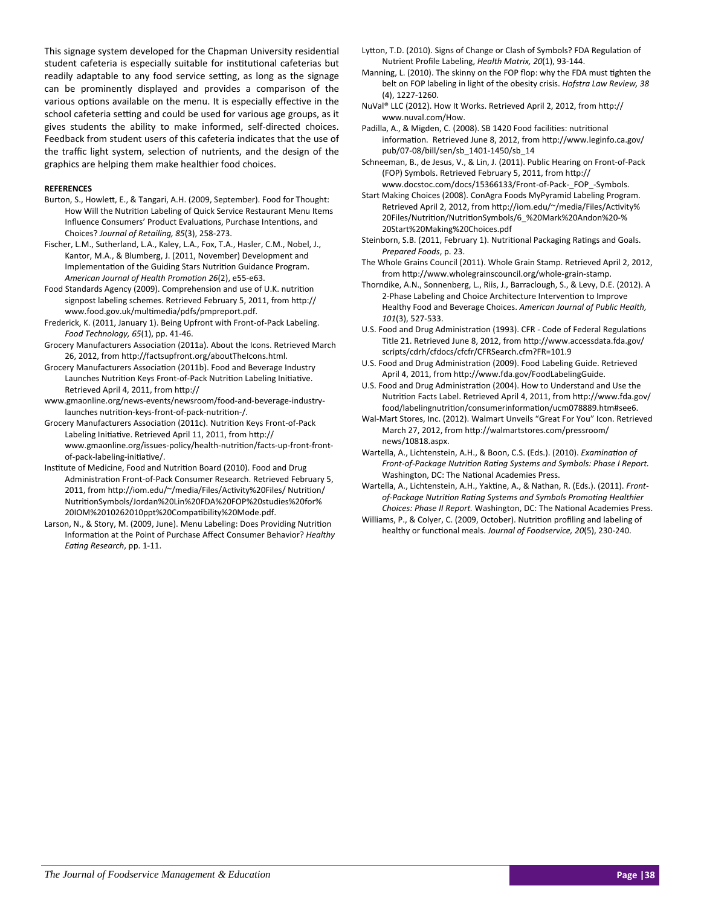This signage system developed for the Chapman University residential student cafeteria is especially suitable for institutional cafeterias but readily adaptable to any food service setting, as long as the signage can be prominently displayed and provides a comparison of the various options available on the menu. It is especially effective in the school cafeteria setting and could be used for various age groups, as it gives students the ability to make informed, self-directed choices. Feedback from student users of this cafeteria indicates that the use of the traffic light system, selection of nutrients, and the design of the graphics are helping them make healthier food choices.

**REFERENCES**

Burton, S., Howlett, E., & Tangari, A.H. (2009, September). Food for Thought: How Will the Nutrition Labeling of Quick Service Restaurant Menu Items Influence Consumers' Product Evaluations, Purchase Intentions, and Choices? *Journal of Retailing, 85*(3), 258-273.

Fischer, L.M., Sutherland, L.A., Kaley, L.A., Fox, T.A., Hasler, C.M., Nobel, J., Kantor, M.A., & Blumberg, J. (2011, November) Development and Implementation of the Guiding Stars Nutrition Guidance Program. *American Journal of Health Promotion 26*(2), e55-e63.

Food Standards Agency (2009). Comprehension and use of U.K. nutrition signpost labeling schemes. Retrieved February 5, 2011, from http://www.food.gov.uk/multimedia/pdfs/pmpreport.pdf.

Frederick, K. (2011, January 1). Being Upfront with Front-of-Pack Labeling. *Food Technology, 65*(1), pp. 41-46.

Grocery Manufacturers Association (2011a). About the Icons. Retrieved March 26, 2012, from http://factsupfront.org/aboutTheIcons.html.

Grocery Manufacturers Association (2011b). Food and Beverage Industry Launches Nutrition Keys Front-of-Pack Nutrition Labeling Initiative. Retrieved April 4, 2011, from http://www.gmaonline.org/news-events/newsroom/food-and-beverage-industry-launches nutrition-keys-front-of-pack-nutrition-/.

Grocery Manufacturers Association (2011c). Nutrition Keys Front-of-Pack Labeling Initiative. Retrieved April 11, 2011, from http://www.gmaonline.org/issues-policy/health-nutrition/facts-up-front-front-of-pack-labeling-initiative/.

Institute of Medicine, Food and Nutrition Board (2010). Food and Drug Administration Front-of-Pack Consumer Research. Retrieved February 5, 2011, from http://iom.edu/~/media/Files/Activity%20Files/ Nutrition/NutritionSymbols/Jordan%20Lin%20FDA%20FOP%20studies%20for%20IOM%2010262010ppt%20Compatibility%20Mode.pdf.

Larson, N., & Story, M. (2009, June). Menu Labeling: Does Providing Nutrition Information at the Point of Purchase Affect Consumer Behavior? *Healthy Eating Research*, pp. 1-11.

Lytton, T.D. (2010). Signs of Change or Clash of Symbols? FDA Regulation of Nutrient Profile Labeling, *Health Matrix, 20*(1), 93-144.

Manning, L. (2010). The skinny on the FOP flop: why the FDA must tighten the belt on FOP labeling in light of the obesity crisis. *Hofstra Law Review, 38* (4), 1227-1260.

NuVal® LLC (2012). How It Works. Retrieved April 2, 2012, from http://www.nuval.com/How.

Padilla, A., & Migden, C. (2008). SB 1420 Food facilities: nutritional information. Retrieved June 8, 2012, from http://www.leginfo.ca.gov/pub/07-08/bill/sen/sb_1401-1450/sb_14

Schneeman, B., de Jesus, V., & Lin, J. (2011). Public Hearing on Front-of-Pack (FOP) Symbols. Retrieved February 5, 2011, from http://www.docstoc.com/docs/15366133/Front-of-Pack-_FOP_-Symbols.

Start Making Choices (2008). ConAgra Foods MyPyramid Labeling Program. Retrieved April 2, 2012, from http://iom.edu/~/media/Files/Activity%20Files/Nutrition/NutritionSymbols/6_%20Mark%20Andon%20-%20Start%20Making%20Choices.pdf

Steinborn, S.B. (2011, February 1). Nutritional Packaging Ratings and Goals. *Prepared Foods*, p. 23.

The Whole Grains Council (2011). Whole Grain Stamp. Retrieved April 2, 2012, from http://www.wholegrainscouncil.org/whole-grain-stamp.

Thorndike, A.N., Sonnenberg, L., Riis, J., Barraclough, S., & Levy, D.E. (2012). A 2-Phase Labeling and Choice Architecture Intervention to Improve Healthy Food and Beverage Choices. *American Journal of Public Health, 101*(3), 527-533.

U.S. Food and Drug Administration (1993). CFR - Code of Federal Regulations Title 21. Retrieved June 8, 2012, from http://www.accessdata.fda.gov/scripts/cdrh/cfdocs/cfcfr/CFRSearch.cfm?FR=101.9

U.S. Food and Drug Administration (2009). Food Labeling Guide. Retrieved April 4, 2011, from http://www.fda.gov/FoodLabelingGuide.

U.S. Food and Drug Administration (2004). How to Understand and Use the Nutrition Facts Label. Retrieved April 4, 2011, from http://www.fda.gov/food/labelingnutrition/consumerinformation/ucm078889.htm#see6.

Wal-Mart Stores, Inc. (2012). Walmart Unveils "Great For You" Icon. Retrieved March 27, 2012, from http://walmartstores.com/pressroom/news/10818.aspx.

Wartella, A., Lichtenstein, A.H., & Boon, C.S. (Eds.). (2010). *Examination of Front-of-Package Nutrition Rating Systems and Symbols: Phase I Report.* Washington, DC: The National Academies Press.

Wartella, A., Lichtenstein, A.H., Yaktine, A., & Nathan, R. (Eds.). (2011). *Front-of-Package Nutrition Rating Systems and Symbols Promoting Healthier Choices: Phase II Report.* Washington, DC: The National Academies Press.

Williams, P., & Colyer, C. (2009, October). Nutrition profiling and labeling of healthy or functional meals. *Journal of Foodservice, 20*(5), 230-240.